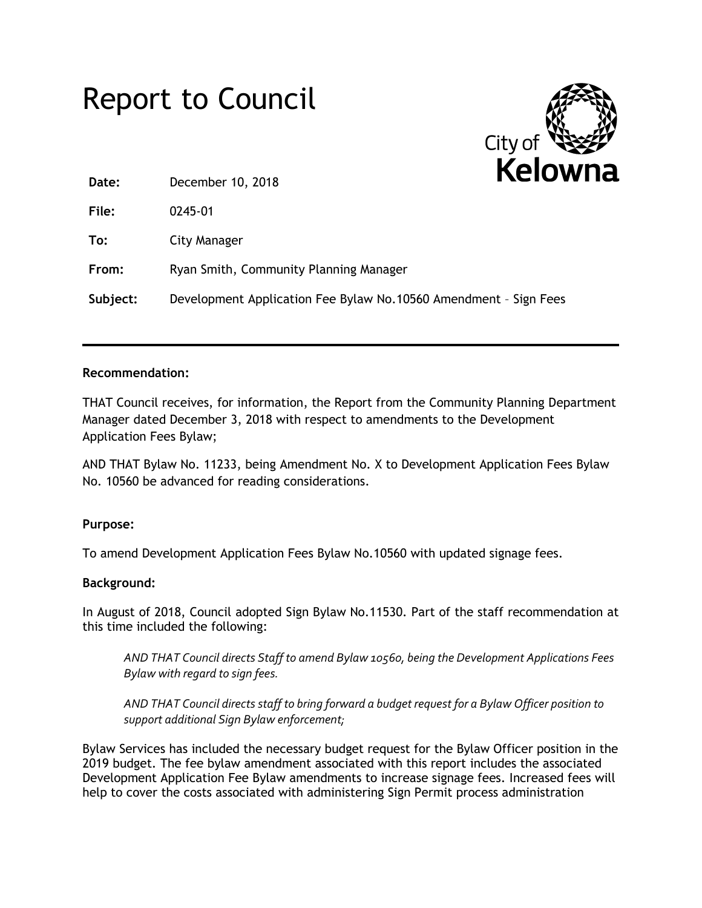# Report to Council

City of Kelowna

| | |
|---|---|
| **Date:** | December 10, 2018 |
| **File:** | 0245-01 |
| **To:** | City Manager |
| **From:** | Ryan Smith, Community Planning Manager |
| **Subject:** | Development Application Fee Bylaw No.10560 Amendment – Sign Fees |

---

**Recommendation:**

THAT Council receives, for information, the Report from the Community Planning Department Manager dated December 3, 2018 with respect to amendments to the Development Application Fees Bylaw;

AND THAT Bylaw No. 11233, being Amendment No. X to Development Application Fees Bylaw No. 10560 be advanced for reading considerations.

**Purpose:**

To amend Development Application Fees Bylaw No.10560 with updated signage fees.

**Background:**

In August of 2018, Council adopted Sign Bylaw No.11530. Part of the staff recommendation at this time included the following:

> *AND THAT Council directs Staff to amend Bylaw 10560, being the Development Applications Fees Bylaw with regard to sign fees.*
>
> *AND THAT Council directs staff to bring forward a budget request for a Bylaw Officer position to support additional Sign Bylaw enforcement;*

Bylaw Services has included the necessary budget request for the Bylaw Officer position in the 2019 budget. The fee bylaw amendment associated with this report includes the associated Development Application Fee Bylaw amendments to increase signage fees. Increased fees will help to cover the costs associated with administering Sign Permit process administration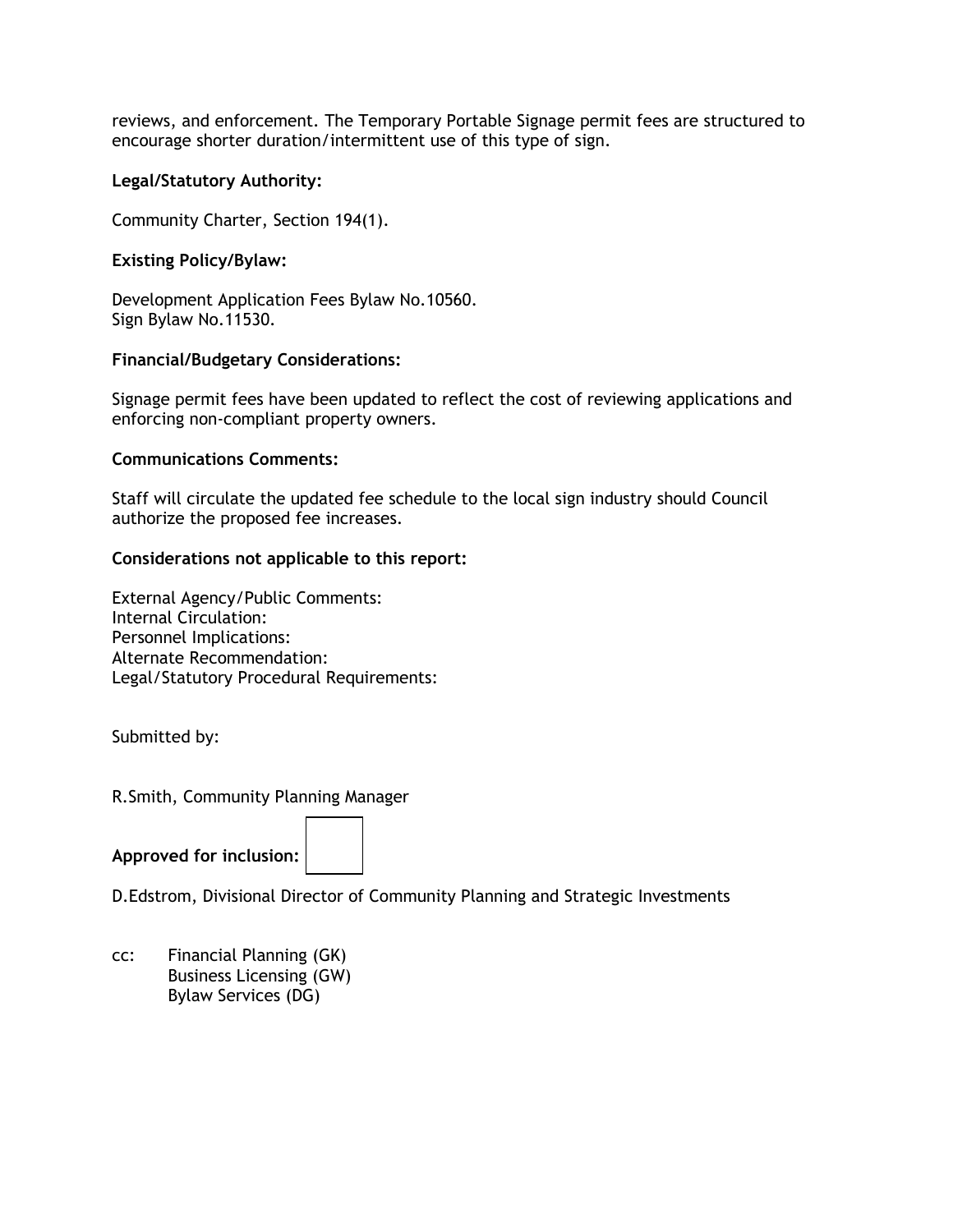reviews, and enforcement. The Temporary Portable Signage permit fees are structured to encourage shorter duration/intermittent use of this type of sign.

**Legal/Statutory Authority:**

Community Charter, Section 194(1).

**Existing Policy/Bylaw:**

Development Application Fees Bylaw No.10560.
Sign Bylaw No.11530.

**Financial/Budgetary Considerations:**

Signage permit fees have been updated to reflect the cost of reviewing applications and enforcing non-compliant property owners.

**Communications Comments:**

Staff will circulate the updated fee schedule to the local sign industry should Council authorize the proposed fee increases.

**Considerations not applicable to this report:**

External Agency/Public Comments:
Internal Circulation:
Personnel Implications:
Alternate Recommendation:
Legal/Statutory Procedural Requirements:

Submitted by:

R.Smith, Community Planning Manager

**Approved for inclusion:**

D.Edstrom, Divisional Director of Community Planning and Strategic Investments

cc: Financial Planning (GK)
Business Licensing (GW)
Bylaw Services (DG)